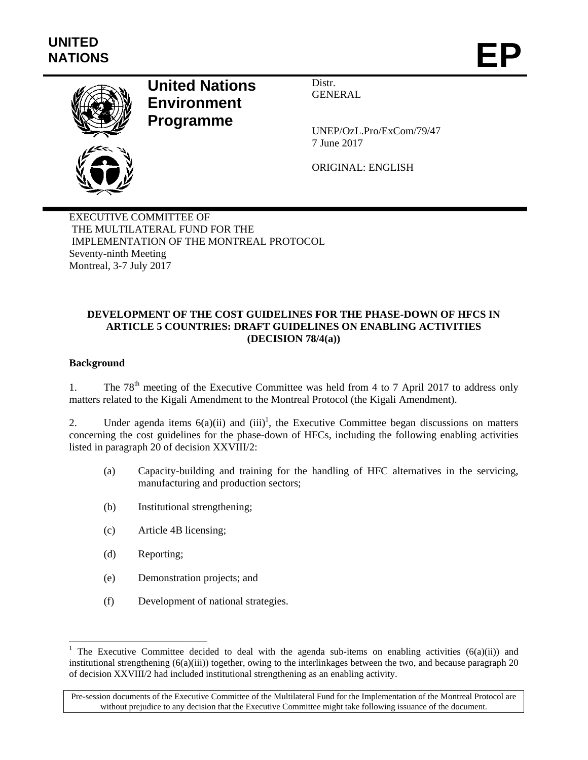UNITED NATIONS

# EP

**United Nations Environment Programme**

Distr.
GENERAL

UNEP/OzL.Pro/ExCom/79/47
7 June 2017

ORIGINAL: ENGLISH

EXECUTIVE COMMITTEE OF
THE MULTILATERAL FUND FOR THE
IMPLEMENTATION OF THE MONTREAL PROTOCOL
Seventy-ninth Meeting
Montreal, 3-7 July 2017

**DEVELOPMENT OF THE COST GUIDELINES FOR THE PHASE-DOWN OF HFCS IN ARTICLE 5 COUNTRIES: DRAFT GUIDELINES ON ENABLING ACTIVITIES (DECISION 78/4(a))**

**Background**

1. The 78th meeting of the Executive Committee was held from 4 to 7 April 2017 to address only matters related to the Kigali Amendment to the Montreal Protocol (the Kigali Amendment).

2. Under agenda items 6(a)(ii) and (iii)[1], the Executive Committee began discussions on matters concerning the cost guidelines for the phase-down of HFCs, including the following enabling activities listed in paragraph 20 of decision XXVIII/2:

(a) Capacity-building and training for the handling of HFC alternatives in the servicing, manufacturing and production sectors;

(b) Institutional strengthening;

(c) Article 4B licensing;

(d) Reporting;

(e) Demonstration projects; and

(f) Development of national strategies.

[1] The Executive Committee decided to deal with the agenda sub-items on enabling activities (6(a)(ii)) and institutional strengthening (6(a)(iii)) together, owing to the interlinkages between the two, and because paragraph 20 of decision XXVIII/2 had included institutional strengthening as an enabling activity.

Pre-session documents of the Executive Committee of the Multilateral Fund for the Implementation of the Montreal Protocol are without prejudice to any decision that the Executive Committee might take following issuance of the document.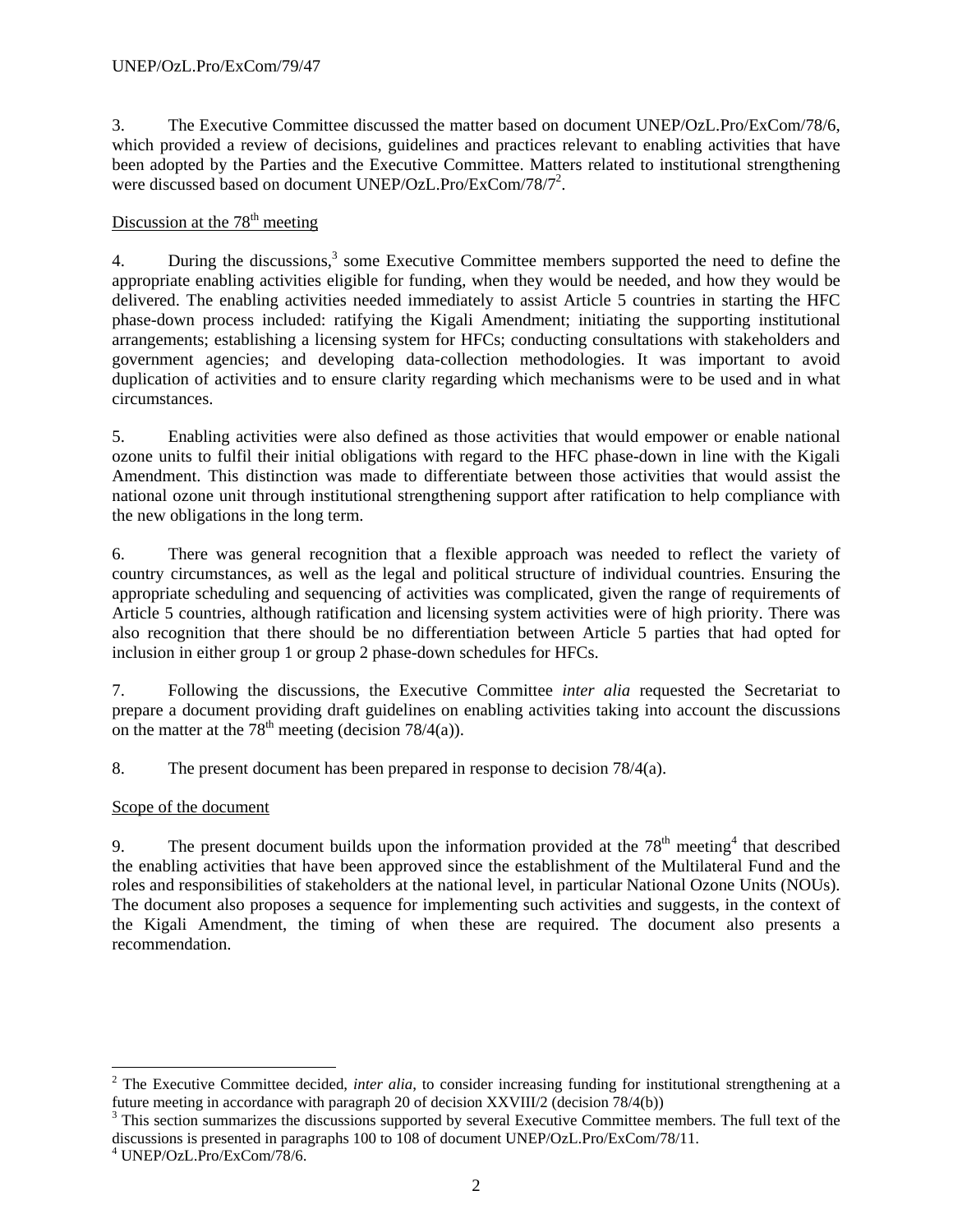3. The Executive Committee discussed the matter based on document UNEP/OzL.Pro/ExCom/78/6, which provided a review of decisions, guidelines and practices relevant to enabling activities that have been adopted by the Parties and the Executive Committee. Matters related to institutional strengthening were discussed based on document UNEP/OzL.Pro/ExCom/78/7[2].

Discussion at the 78th meeting

4. During the discussions,[3] some Executive Committee members supported the need to define the appropriate enabling activities eligible for funding, when they would be needed, and how they would be delivered. The enabling activities needed immediately to assist Article 5 countries in starting the HFC phase-down process included: ratifying the Kigali Amendment; initiating the supporting institutional arrangements; establishing a licensing system for HFCs; conducting consultations with stakeholders and government agencies; and developing data-collection methodologies. It was important to avoid duplication of activities and to ensure clarity regarding which mechanisms were to be used and in what circumstances.

5. Enabling activities were also defined as those activities that would empower or enable national ozone units to fulfil their initial obligations with regard to the HFC phase-down in line with the Kigali Amendment. This distinction was made to differentiate between those activities that would assist the national ozone unit through institutional strengthening support after ratification to help compliance with the new obligations in the long term.

6. There was general recognition that a flexible approach was needed to reflect the variety of country circumstances, as well as the legal and political structure of individual countries. Ensuring the appropriate scheduling and sequencing of activities was complicated, given the range of requirements of Article 5 countries, although ratification and licensing system activities were of high priority. There was also recognition that there should be no differentiation between Article 5 parties that had opted for inclusion in either group 1 or group 2 phase-down schedules for HFCs.

7. Following the discussions, the Executive Committee *inter alia* requested the Secretariat to prepare a document providing draft guidelines on enabling activities taking into account the discussions on the matter at the 78th meeting (decision 78/4(a)).

8. The present document has been prepared in response to decision 78/4(a).

Scope of the document

9. The present document builds upon the information provided at the 78th meeting[4] that described the enabling activities that have been approved since the establishment of the Multilateral Fund and the roles and responsibilities of stakeholders at the national level, in particular National Ozone Units (NOUs). The document also proposes a sequence for implementing such activities and suggests, in the context of the Kigali Amendment, the timing of when these are required. The document also presents a recommendation.

---

[2] The Executive Committee decided, *inter alia*, to consider increasing funding for institutional strengthening at a future meeting in accordance with paragraph 20 of decision XXVIII/2 (decision 78/4(b))

[3] This section summarizes the discussions supported by several Executive Committee members. The full text of the discussions is presented in paragraphs 100 to 108 of document UNEP/OzL.Pro/ExCom/78/11.

[4] UNEP/OzL.Pro/ExCom/78/6.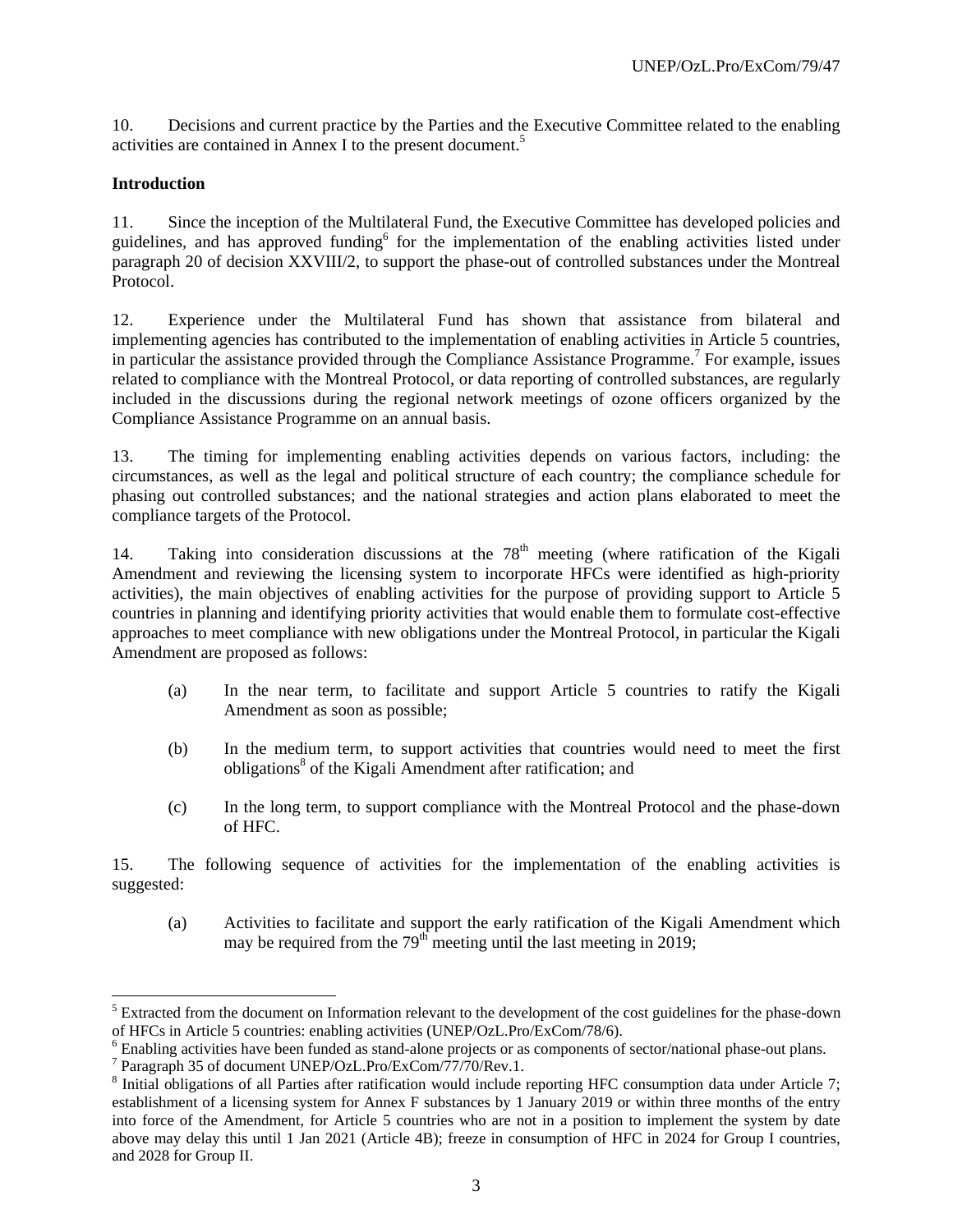10. Decisions and current practice by the Parties and the Executive Committee related to the enabling activities are contained in Annex I to the present document.[5]

**Introduction**

11. Since the inception of the Multilateral Fund, the Executive Committee has developed policies and guidelines, and has approved funding[6] for the implementation of the enabling activities listed under paragraph 20 of decision XXVIII/2, to support the phase-out of controlled substances under the Montreal Protocol.

12. Experience under the Multilateral Fund has shown that assistance from bilateral and implementing agencies has contributed to the implementation of enabling activities in Article 5 countries, in particular the assistance provided through the Compliance Assistance Programme.[7] For example, issues related to compliance with the Montreal Protocol, or data reporting of controlled substances, are regularly included in the discussions during the regional network meetings of ozone officers organized by the Compliance Assistance Programme on an annual basis.

13. The timing for implementing enabling activities depends on various factors, including: the circumstances, as well as the legal and political structure of each country; the compliance schedule for phasing out controlled substances; and the national strategies and action plans elaborated to meet the compliance targets of the Protocol.

14. Taking into consideration discussions at the 78th meeting (where ratification of the Kigali Amendment and reviewing the licensing system to incorporate HFCs were identified as high-priority activities), the main objectives of enabling activities for the purpose of providing support to Article 5 countries in planning and identifying priority activities that would enable them to formulate cost-effective approaches to meet compliance with new obligations under the Montreal Protocol, in particular the Kigali Amendment are proposed as follows:

(a) In the near term, to facilitate and support Article 5 countries to ratify the Kigali Amendment as soon as possible;

(b) In the medium term, to support activities that countries would need to meet the first obligations[8] of the Kigali Amendment after ratification; and

(c) In the long term, to support compliance with the Montreal Protocol and the phase-down of HFC.

15. The following sequence of activities for the implementation of the enabling activities is suggested:

(a) Activities to facilitate and support the early ratification of the Kigali Amendment which may be required from the 79th meeting until the last meeting in 2019;

---

[5] Extracted from the document on Information relevant to the development of the cost guidelines for the phase-down of HFCs in Article 5 countries: enabling activities (UNEP/OzL.Pro/ExCom/78/6).

[6] Enabling activities have been funded as stand-alone projects or as components of sector/national phase-out plans.

[7] Paragraph 35 of document UNEP/OzL.Pro/ExCom/77/70/Rev.1.

[8] Initial obligations of all Parties after ratification would include reporting HFC consumption data under Article 7; establishment of a licensing system for Annex F substances by 1 January 2019 or within three months of the entry into force of the Amendment, for Article 5 countries who are not in a position to implement the system by date above may delay this until 1 Jan 2021 (Article 4B); freeze in consumption of HFC in 2024 for Group I countries, and 2028 for Group II.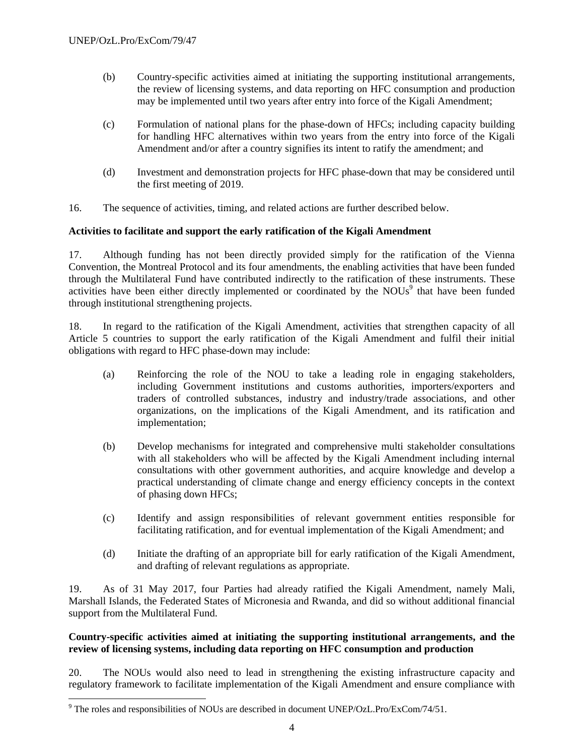(b) Country-specific activities aimed at initiating the supporting institutional arrangements, the review of licensing systems, and data reporting on HFC consumption and production may be implemented until two years after entry into force of the Kigali Amendment;

(c) Formulation of national plans for the phase-down of HFCs; including capacity building for handling HFC alternatives within two years from the entry into force of the Kigali Amendment and/or after a country signifies its intent to ratify the amendment; and

(d) Investment and demonstration projects for HFC phase-down that may be considered until the first meeting of 2019.

16. The sequence of activities, timing, and related actions are further described below.

**Activities to facilitate and support the early ratification of the Kigali Amendment**

17. Although funding has not been directly provided simply for the ratification of the Vienna Convention, the Montreal Protocol and its four amendments, the enabling activities that have been funded through the Multilateral Fund have contributed indirectly to the ratification of these instruments. These activities have been either directly implemented or coordinated by the NOUs[9] that have been funded through institutional strengthening projects.

18. In regard to the ratification of the Kigali Amendment, activities that strengthen capacity of all Article 5 countries to support the early ratification of the Kigali Amendment and fulfil their initial obligations with regard to HFC phase-down may include:

(a) Reinforcing the role of the NOU to take a leading role in engaging stakeholders, including Government institutions and customs authorities, importers/exporters and traders of controlled substances, industry and industry/trade associations, and other organizations, on the implications of the Kigali Amendment, and its ratification and implementation;

(b) Develop mechanisms for integrated and comprehensive multi stakeholder consultations with all stakeholders who will be affected by the Kigali Amendment including internal consultations with other government authorities, and acquire knowledge and develop a practical understanding of climate change and energy efficiency concepts in the context of phasing down HFCs;

(c) Identify and assign responsibilities of relevant government entities responsible for facilitating ratification, and for eventual implementation of the Kigali Amendment; and

(d) Initiate the drafting of an appropriate bill for early ratification of the Kigali Amendment, and drafting of relevant regulations as appropriate.

19. As of 31 May 2017, four Parties had already ratified the Kigali Amendment, namely Mali, Marshall Islands, the Federated States of Micronesia and Rwanda, and did so without additional financial support from the Multilateral Fund.

**Country-specific activities aimed at initiating the supporting institutional arrangements, and the review of licensing systems, including data reporting on HFC consumption and production**

20. The NOUs would also need to lead in strengthening the existing infrastructure capacity and regulatory framework to facilitate implementation of the Kigali Amendment and ensure compliance with

[9] The roles and responsibilities of NOUs are described in document UNEP/OzL.Pro/ExCom/74/51.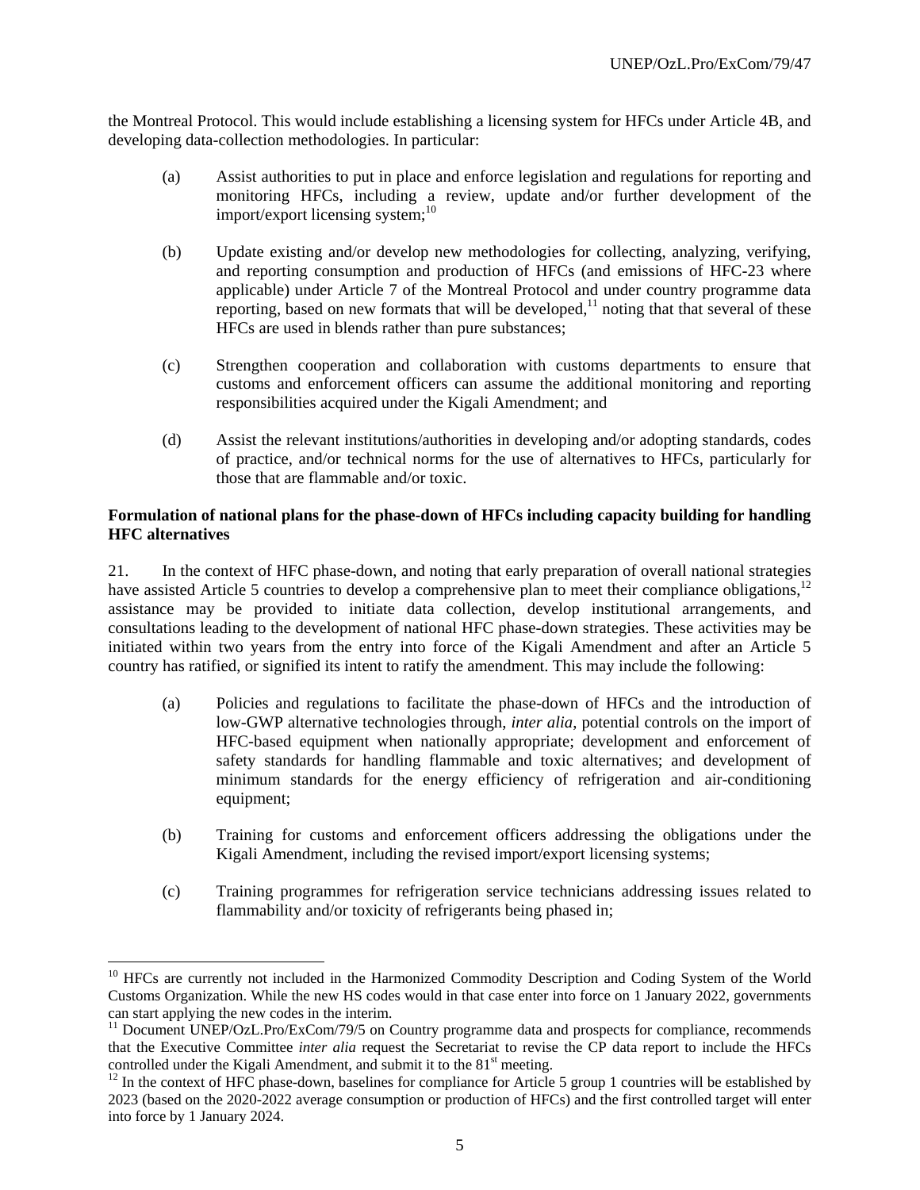the Montreal Protocol. This would include establishing a licensing system for HFCs under Article 4B, and developing data-collection methodologies. In particular:

(a) Assist authorities to put in place and enforce legislation and regulations for reporting and monitoring HFCs, including a review, update and/or further development of the import/export licensing system;[10]

(b) Update existing and/or develop new methodologies for collecting, analyzing, verifying, and reporting consumption and production of HFCs (and emissions of HFC-23 where applicable) under Article 7 of the Montreal Protocol and under country programme data reporting, based on new formats that will be developed,[11] noting that that several of these HFCs are used in blends rather than pure substances;

(c) Strengthen cooperation and collaboration with customs departments to ensure that customs and enforcement officers can assume the additional monitoring and reporting responsibilities acquired under the Kigali Amendment; and

(d) Assist the relevant institutions/authorities in developing and/or adopting standards, codes of practice, and/or technical norms for the use of alternatives to HFCs, particularly for those that are flammable and/or toxic.

**Formulation of national plans for the phase-down of HFCs including capacity building for handling HFC alternatives**

21. In the context of HFC phase-down, and noting that early preparation of overall national strategies have assisted Article 5 countries to develop a comprehensive plan to meet their compliance obligations,[12] assistance may be provided to initiate data collection, develop institutional arrangements, and consultations leading to the development of national HFC phase-down strategies. These activities may be initiated within two years from the entry into force of the Kigali Amendment and after an Article 5 country has ratified, or signified its intent to ratify the amendment. This may include the following:

(a) Policies and regulations to facilitate the phase-down of HFCs and the introduction of low-GWP alternative technologies through, *inter alia*, potential controls on the import of HFC-based equipment when nationally appropriate; development and enforcement of safety standards for handling flammable and toxic alternatives; and development of minimum standards for the energy efficiency of refrigeration and air-conditioning equipment;

(b) Training for customs and enforcement officers addressing the obligations under the Kigali Amendment, including the revised import/export licensing systems;

(c) Training programmes for refrigeration service technicians addressing issues related to flammability and/or toxicity of refrigerants being phased in;

---

[10] HFCs are currently not included in the Harmonized Commodity Description and Coding System of the World Customs Organization. While the new HS codes would in that case enter into force on 1 January 2022, governments can start applying the new codes in the interim.

[11] Document UNEP/OzL.Pro/ExCom/79/5 on Country programme data and prospects for compliance, recommends that the Executive Committee *inter alia* request the Secretariat to revise the CP data report to include the HFCs controlled under the Kigali Amendment, and submit it to the 81st meeting.

[12] In the context of HFC phase-down, baselines for compliance for Article 5 group 1 countries will be established by 2023 (based on the 2020-2022 average consumption or production of HFCs) and the first controlled target will enter into force by 1 January 2024.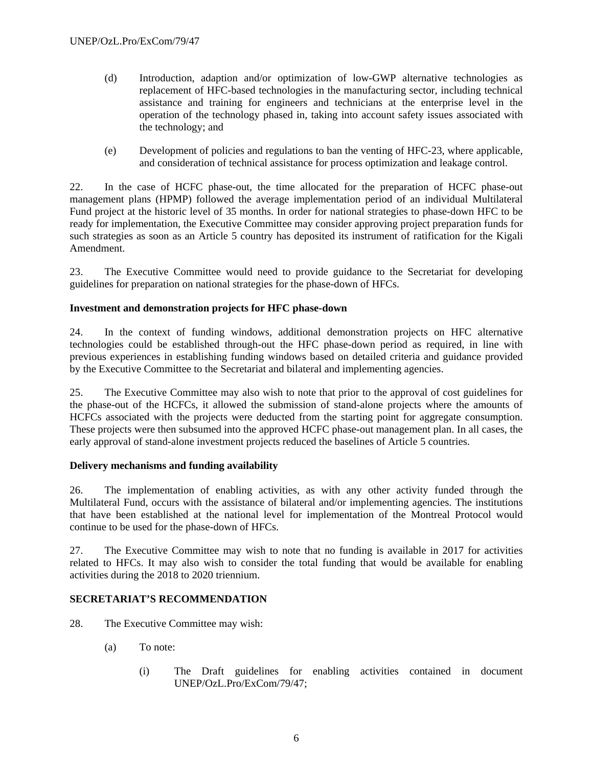(d) Introduction, adaption and/or optimization of low-GWP alternative technologies as replacement of HFC-based technologies in the manufacturing sector, including technical assistance and training for engineers and technicians at the enterprise level in the operation of the technology phased in, taking into account safety issues associated with the technology; and

(e) Development of policies and regulations to ban the venting of HFC-23, where applicable, and consideration of technical assistance for process optimization and leakage control.

22. In the case of HCFC phase-out, the time allocated for the preparation of HCFC phase-out management plans (HPMP) followed the average implementation period of an individual Multilateral Fund project at the historic level of 35 months. In order for national strategies to phase-down HFC to be ready for implementation, the Executive Committee may consider approving project preparation funds for such strategies as soon as an Article 5 country has deposited its instrument of ratification for the Kigali Amendment.

23. The Executive Committee would need to provide guidance to the Secretariat for developing guidelines for preparation on national strategies for the phase-down of HFCs.

**Investment and demonstration projects for HFC phase-down**

24. In the context of funding windows, additional demonstration projects on HFC alternative technologies could be established through-out the HFC phase-down period as required, in line with previous experiences in establishing funding windows based on detailed criteria and guidance provided by the Executive Committee to the Secretariat and bilateral and implementing agencies.

25. The Executive Committee may also wish to note that prior to the approval of cost guidelines for the phase-out of the HCFCs, it allowed the submission of stand-alone projects where the amounts of HCFCs associated with the projects were deducted from the starting point for aggregate consumption. These projects were then subsumed into the approved HCFC phase-out management plan. In all cases, the early approval of stand-alone investment projects reduced the baselines of Article 5 countries.

**Delivery mechanisms and funding availability**

26. The implementation of enabling activities, as with any other activity funded through the Multilateral Fund, occurs with the assistance of bilateral and/or implementing agencies. The institutions that have been established at the national level for implementation of the Montreal Protocol would continue to be used for the phase-down of HFCs.

27. The Executive Committee may wish to note that no funding is available in 2017 for activities related to HFCs. It may also wish to consider the total funding that would be available for enabling activities during the 2018 to 2020 triennium.

**SECRETARIAT'S RECOMMENDATION**

28. The Executive Committee may wish:

(a) To note:

(i) The Draft guidelines for enabling activities contained in document UNEP/OzL.Pro/ExCom/79/47;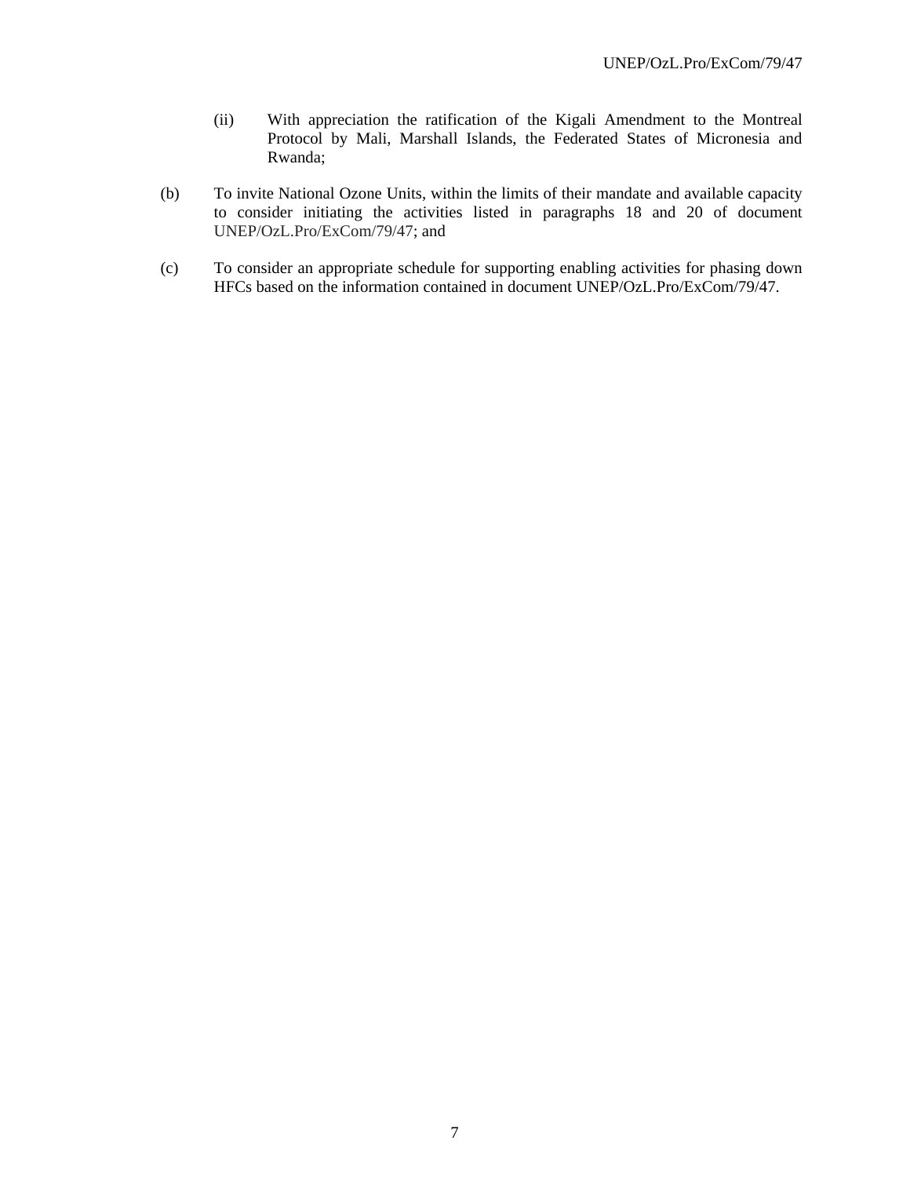(ii) With appreciation the ratification of the Kigali Amendment to the Montreal Protocol by Mali, Marshall Islands, the Federated States of Micronesia and Rwanda;

(b) To invite National Ozone Units, within the limits of their mandate and available capacity to consider initiating the activities listed in paragraphs 18 and 20 of document UNEP/OzL.Pro/ExCom/79/47; and

(c) To consider an appropriate schedule for supporting enabling activities for phasing down HFCs based on the information contained in document UNEP/OzL.Pro/ExCom/79/47.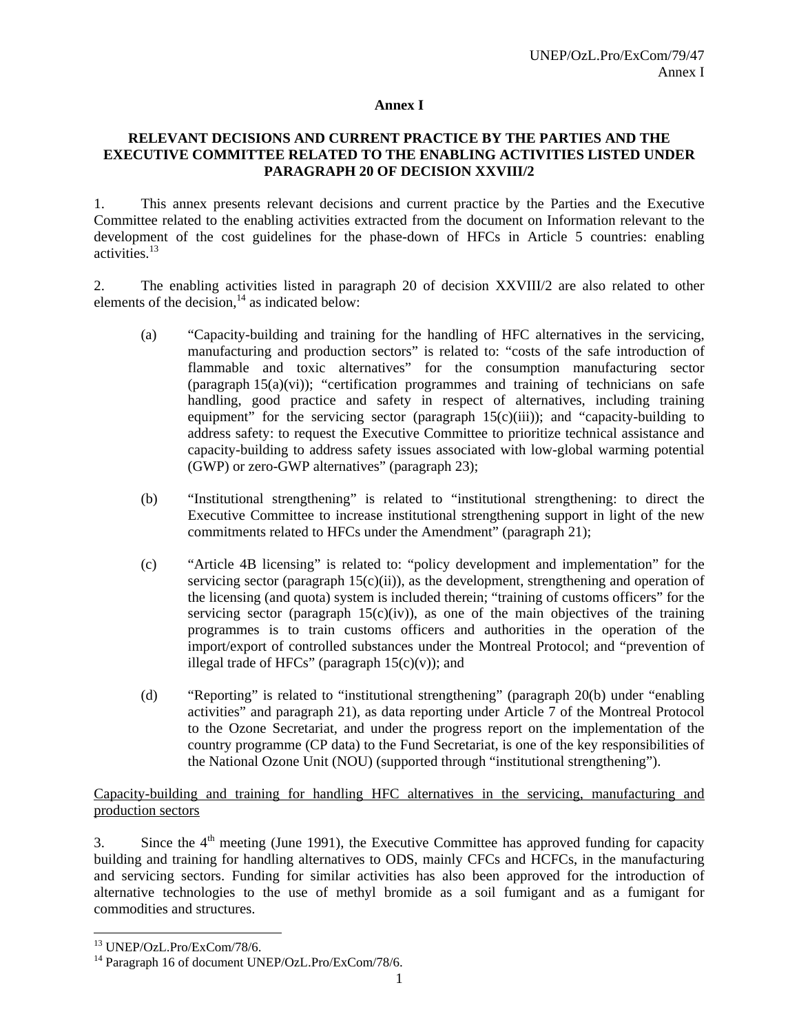# Annex I

## RELEVANT DECISIONS AND CURRENT PRACTICE BY THE PARTIES AND THE EXECUTIVE COMMITTEE RELATED TO THE ENABLING ACTIVITIES LISTED UNDER PARAGRAPH 20 OF DECISION XXVIII/2

1. This annex presents relevant decisions and current practice by the Parties and the Executive Committee related to the enabling activities extracted from the document on Information relevant to the development of the cost guidelines for the phase-down of HFCs in Article 5 countries: enabling activities.[13]

2. The enabling activities listed in paragraph 20 of decision XXVIII/2 are also related to other elements of the decision,[14] as indicated below:

   (a) "Capacity-building and training for the handling of HFC alternatives in the servicing, manufacturing and production sectors" is related to: "costs of the safe introduction of flammable and toxic alternatives" for the consumption manufacturing sector (paragraph 15(a)(vi)); "certification programmes and training of technicians on safe handling, good practice and safety in respect of alternatives, including training equipment" for the servicing sector (paragraph 15(c)(iii)); and "capacity-building to address safety: to request the Executive Committee to prioritize technical assistance and capacity-building to address safety issues associated with low-global warming potential (GWP) or zero-GWP alternatives" (paragraph 23);

   (b) "Institutional strengthening" is related to "institutional strengthening: to direct the Executive Committee to increase institutional strengthening support in light of the new commitments related to HFCs under the Amendment" (paragraph 21);

   (c) "Article 4B licensing" is related to: "policy development and implementation" for the servicing sector (paragraph 15(c)(ii)), as the development, strengthening and operation of the licensing (and quota) system is included therein; "training of customs officers" for the servicing sector (paragraph 15(c)(iv)), as one of the main objectives of the training programmes is to train customs officers and authorities in the operation of the import/export of controlled substances under the Montreal Protocol; and "prevention of illegal trade of HFCs" (paragraph 15(c)(v)); and

   (d) "Reporting" is related to "institutional strengthening" (paragraph 20(b) under "enabling activities" and paragraph 21), as data reporting under Article 7 of the Montreal Protocol to the Ozone Secretariat, and under the progress report on the implementation of the country programme (CP data) to the Fund Secretariat, is one of the key responsibilities of the National Ozone Unit (NOU) (supported through "institutional strengthening").

<u>Capacity-building and training for handling HFC alternatives in the servicing, manufacturing and production sectors</u>

3. Since the 4th meeting (June 1991), the Executive Committee has approved funding for capacity building and training for handling alternatives to ODS, mainly CFCs and HCFCs, in the manufacturing and servicing sectors. Funding for similar activities has also been approved for the introduction of alternative technologies to the use of methyl bromide as a soil fumigant and as a fumigant for commodities and structures.

---

[13] UNEP/OzL.Pro/ExCom/78/6.

[14] Paragraph 16 of document UNEP/OzL.Pro/ExCom/78/6.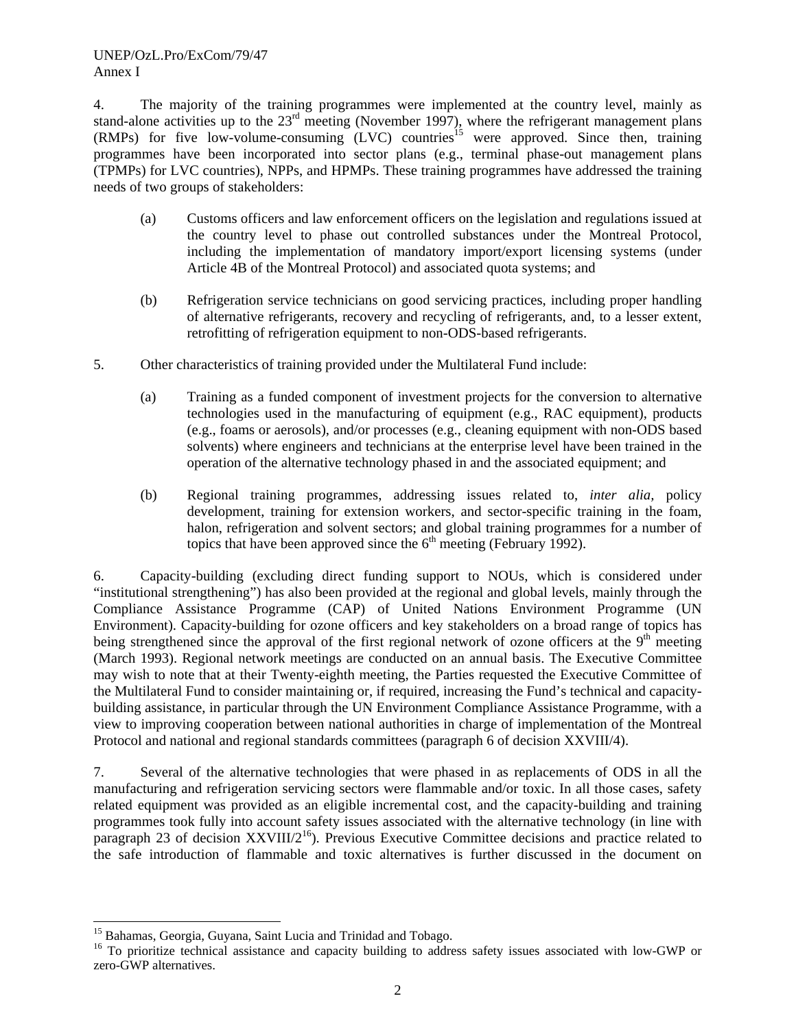4. The majority of the training programmes were implemented at the country level, mainly as stand-alone activities up to the 23rd meeting (November 1997), where the refrigerant management plans (RMPs) for five low-volume-consuming (LVC) countries[15] were approved. Since then, training programmes have been incorporated into sector plans (e.g., terminal phase-out management plans (TPMPs) for LVC countries), NPPs, and HPMPs. These training programmes have addressed the training needs of two groups of stakeholders:

(a) Customs officers and law enforcement officers on the legislation and regulations issued at the country level to phase out controlled substances under the Montreal Protocol, including the implementation of mandatory import/export licensing systems (under Article 4B of the Montreal Protocol) and associated quota systems; and

(b) Refrigeration service technicians on good servicing practices, including proper handling of alternative refrigerants, recovery and recycling of refrigerants, and, to a lesser extent, retrofitting of refrigeration equipment to non-ODS-based refrigerants.

5. Other characteristics of training provided under the Multilateral Fund include:

(a) Training as a funded component of investment projects for the conversion to alternative technologies used in the manufacturing of equipment (e.g., RAC equipment), products (e.g., foams or aerosols), and/or processes (e.g., cleaning equipment with non-ODS based solvents) where engineers and technicians at the enterprise level have been trained in the operation of the alternative technology phased in and the associated equipment; and

(b) Regional training programmes, addressing issues related to, *inter alia*, policy development, training for extension workers, and sector-specific training in the foam, halon, refrigeration and solvent sectors; and global training programmes for a number of topics that have been approved since the 6th meeting (February 1992).

6. Capacity-building (excluding direct funding support to NOUs, which is considered under "institutional strengthening") has also been provided at the regional and global levels, mainly through the Compliance Assistance Programme (CAP) of United Nations Environment Programme (UN Environment). Capacity-building for ozone officers and key stakeholders on a broad range of topics has being strengthened since the approval of the first regional network of ozone officers at the 9th meeting (March 1993). Regional network meetings are conducted on an annual basis. The Executive Committee may wish to note that at their Twenty-eighth meeting, the Parties requested the Executive Committee of the Multilateral Fund to consider maintaining or, if required, increasing the Fund's technical and capacity-building assistance, in particular through the UN Environment Compliance Assistance Programme, with a view to improving cooperation between national authorities in charge of implementation of the Montreal Protocol and national and regional standards committees (paragraph 6 of decision XXVIII/4).

7. Several of the alternative technologies that were phased in as replacements of ODS in all the manufacturing and refrigeration servicing sectors were flammable and/or toxic. In all those cases, safety related equipment was provided as an eligible incremental cost, and the capacity-building and training programmes took fully into account safety issues associated with the alternative technology (in line with paragraph 23 of decision XXVIII/2[16]). Previous Executive Committee decisions and practice related to the safe introduction of flammable and toxic alternatives is further discussed in the document on

[15] Bahamas, Georgia, Guyana, Saint Lucia and Trinidad and Tobago.

[16] To prioritize technical assistance and capacity building to address safety issues associated with low-GWP or zero-GWP alternatives.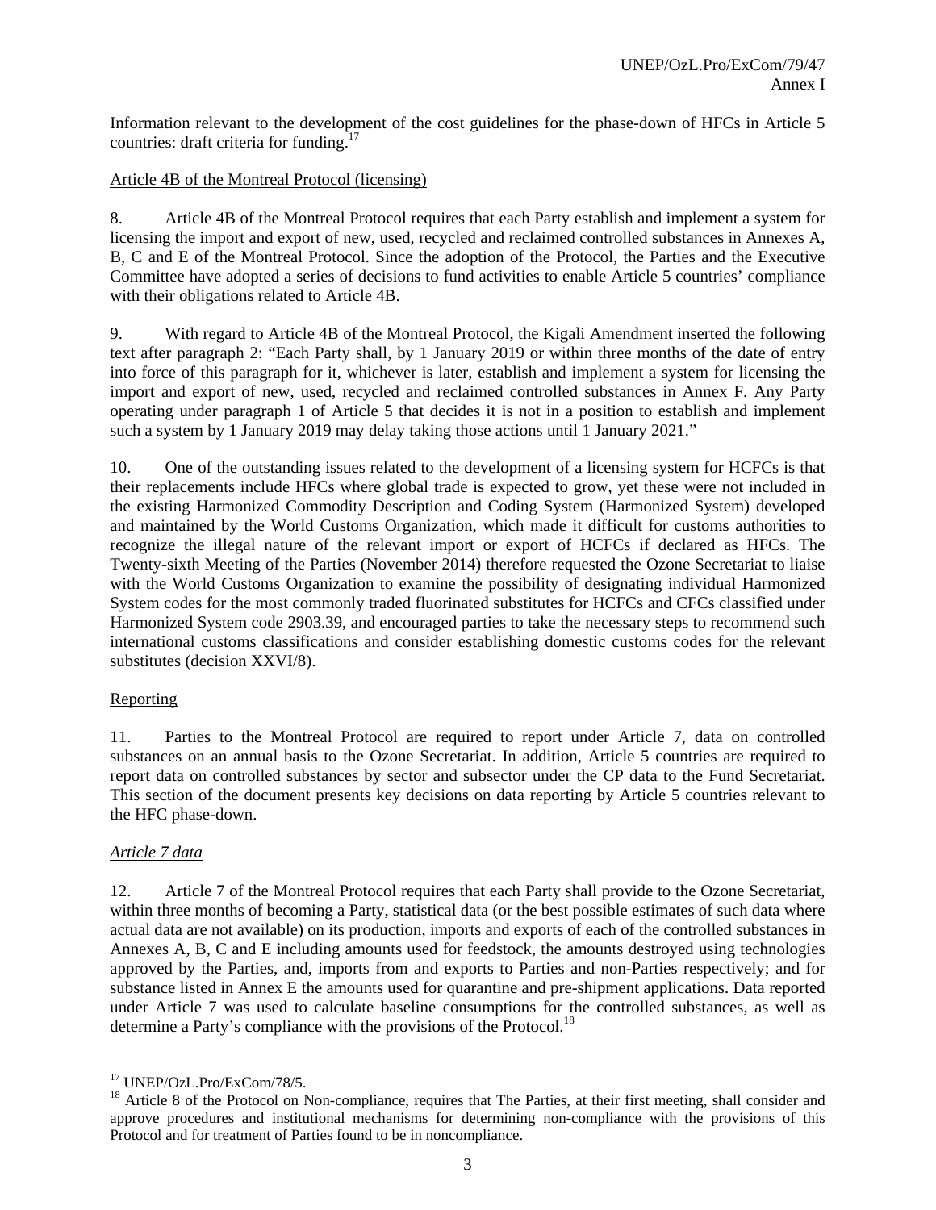Information relevant to the development of the cost guidelines for the phase-down of HFCs in Article 5 countries: draft criteria for funding.[17]

Article 4B of the Montreal Protocol (licensing)

8. Article 4B of the Montreal Protocol requires that each Party establish and implement a system for licensing the import and export of new, used, recycled and reclaimed controlled substances in Annexes A, B, C and E of the Montreal Protocol. Since the adoption of the Protocol, the Parties and the Executive Committee have adopted a series of decisions to fund activities to enable Article 5 countries' compliance with their obligations related to Article 4B.

9. With regard to Article 4B of the Montreal Protocol, the Kigali Amendment inserted the following text after paragraph 2: "Each Party shall, by 1 January 2019 or within three months of the date of entry into force of this paragraph for it, whichever is later, establish and implement a system for licensing the import and export of new, used, recycled and reclaimed controlled substances in Annex F. Any Party operating under paragraph 1 of Article 5 that decides it is not in a position to establish and implement such a system by 1 January 2019 may delay taking those actions until 1 January 2021."

10. One of the outstanding issues related to the development of a licensing system for HCFCs is that their replacements include HFCs where global trade is expected to grow, yet these were not included in the existing Harmonized Commodity Description and Coding System (Harmonized System) developed and maintained by the World Customs Organization, which made it difficult for customs authorities to recognize the illegal nature of the relevant import or export of HCFCs if declared as HFCs. The Twenty-sixth Meeting of the Parties (November 2014) therefore requested the Ozone Secretariat to liaise with the World Customs Organization to examine the possibility of designating individual Harmonized System codes for the most commonly traded fluorinated substitutes for HCFCs and CFCs classified under Harmonized System code 2903.39, and encouraged parties to take the necessary steps to recommend such international customs classifications and consider establishing domestic customs codes for the relevant substitutes (decision XXVI/8).

Reporting

11. Parties to the Montreal Protocol are required to report under Article 7, data on controlled substances on an annual basis to the Ozone Secretariat. In addition, Article 5 countries are required to report data on controlled substances by sector and subsector under the CP data to the Fund Secretariat. This section of the document presents key decisions on data reporting by Article 5 countries relevant to the HFC phase-down.

*Article 7 data*

12. Article 7 of the Montreal Protocol requires that each Party shall provide to the Ozone Secretariat, within three months of becoming a Party, statistical data (or the best possible estimates of such data where actual data are not available) on its production, imports and exports of each of the controlled substances in Annexes A, B, C and E including amounts used for feedstock, the amounts destroyed using technologies approved by the Parties, and, imports from and exports to Parties and non-Parties respectively; and for substance listed in Annex E the amounts used for quarantine and pre-shipment applications. Data reported under Article 7 was used to calculate baseline consumptions for the controlled substances, as well as determine a Party's compliance with the provisions of the Protocol.[18]

---

[17] UNEP/OzL.Pro/ExCom/78/5.

[18] Article 8 of the Protocol on Non-compliance, requires that The Parties, at their first meeting, shall consider and approve procedures and institutional mechanisms for determining non-compliance with the provisions of this Protocol and for treatment of Parties found to be in noncompliance.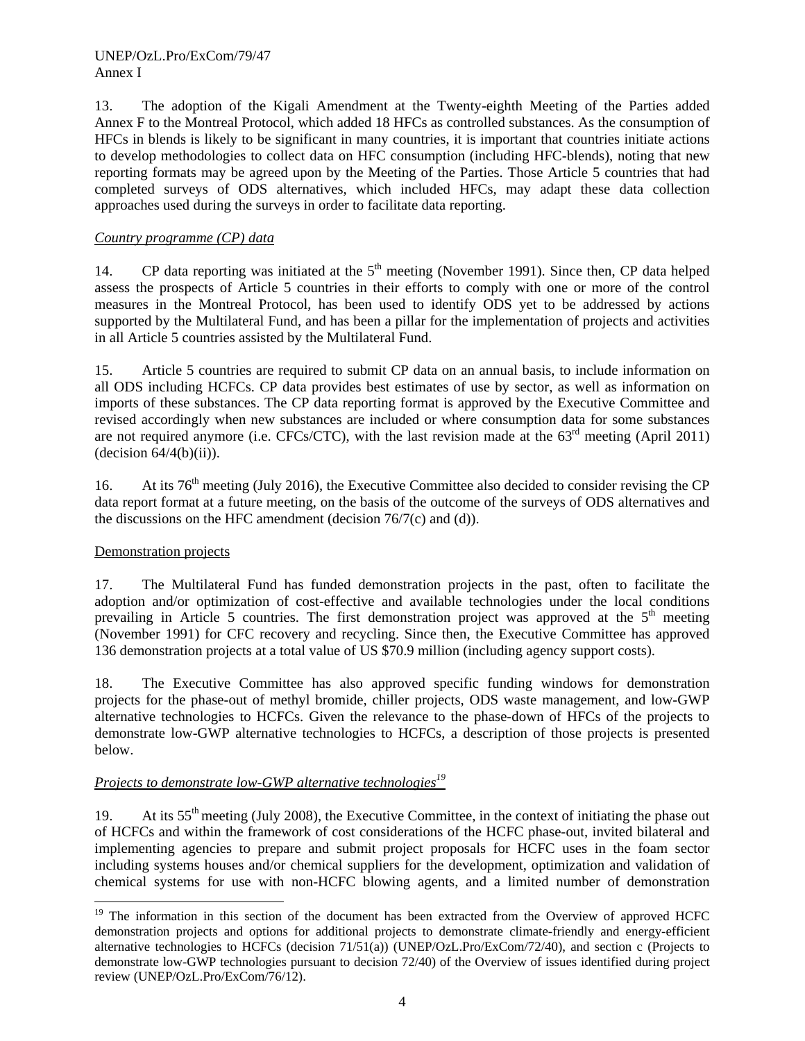13. The adoption of the Kigali Amendment at the Twenty-eighth Meeting of the Parties added Annex F to the Montreal Protocol, which added 18 HFCs as controlled substances. As the consumption of HFCs in blends is likely to be significant in many countries, it is important that countries initiate actions to develop methodologies to collect data on HFC consumption (including HFC-blends), noting that new reporting formats may be agreed upon by the Meeting of the Parties. Those Article 5 countries that had completed surveys of ODS alternatives, which included HFCs, may adapt these data collection approaches used during the surveys in order to facilitate data reporting.

*Country programme (CP) data*

14. CP data reporting was initiated at the 5th meeting (November 1991). Since then, CP data helped assess the prospects of Article 5 countries in their efforts to comply with one or more of the control measures in the Montreal Protocol, has been used to identify ODS yet to be addressed by actions supported by the Multilateral Fund, and has been a pillar for the implementation of projects and activities in all Article 5 countries assisted by the Multilateral Fund.

15. Article 5 countries are required to submit CP data on an annual basis, to include information on all ODS including HCFCs. CP data provides best estimates of use by sector, as well as information on imports of these substances. The CP data reporting format is approved by the Executive Committee and revised accordingly when new substances are included or where consumption data for some substances are not required anymore (i.e. CFCs/CTC), with the last revision made at the 63rd meeting (April 2011) (decision 64/4(b)(ii)).

16. At its 76th meeting (July 2016), the Executive Committee also decided to consider revising the CP data report format at a future meeting, on the basis of the outcome of the surveys of ODS alternatives and the discussions on the HFC amendment (decision 76/7(c) and (d)).

Demonstration projects

17. The Multilateral Fund has funded demonstration projects in the past, often to facilitate the adoption and/or optimization of cost-effective and available technologies under the local conditions prevailing in Article 5 countries. The first demonstration project was approved at the 5th meeting (November 1991) for CFC recovery and recycling. Since then, the Executive Committee has approved 136 demonstration projects at a total value of US $70.9 million (including agency support costs).

18. The Executive Committee has also approved specific funding windows for demonstration projects for the phase-out of methyl bromide, chiller projects, ODS waste management, and low-GWP alternative technologies to HCFCs. Given the relevance to the phase-down of HFCs of the projects to demonstrate low-GWP alternative technologies to HCFCs, a description of those projects is presented below.

*Projects to demonstrate low-GWP alternative technologies*[19]

19. At its 55th meeting (July 2008), the Executive Committee, in the context of initiating the phase out of HCFCs and within the framework of cost considerations of the HCFC phase-out, invited bilateral and implementing agencies to prepare and submit project proposals for HCFC uses in the foam sector including systems houses and/or chemical suppliers for the development, optimization and validation of chemical systems for use with non-HCFC blowing agents, and a limited number of demonstration

[19] The information in this section of the document has been extracted from the Overview of approved HCFC demonstration projects and options for additional projects to demonstrate climate-friendly and energy-efficient alternative technologies to HCFCs (decision 71/51(a)) (UNEP/OzL.Pro/ExCom/72/40), and section c (Projects to demonstrate low-GWP technologies pursuant to decision 72/40) of the Overview of issues identified during project review (UNEP/OzL.Pro/ExCom/76/12).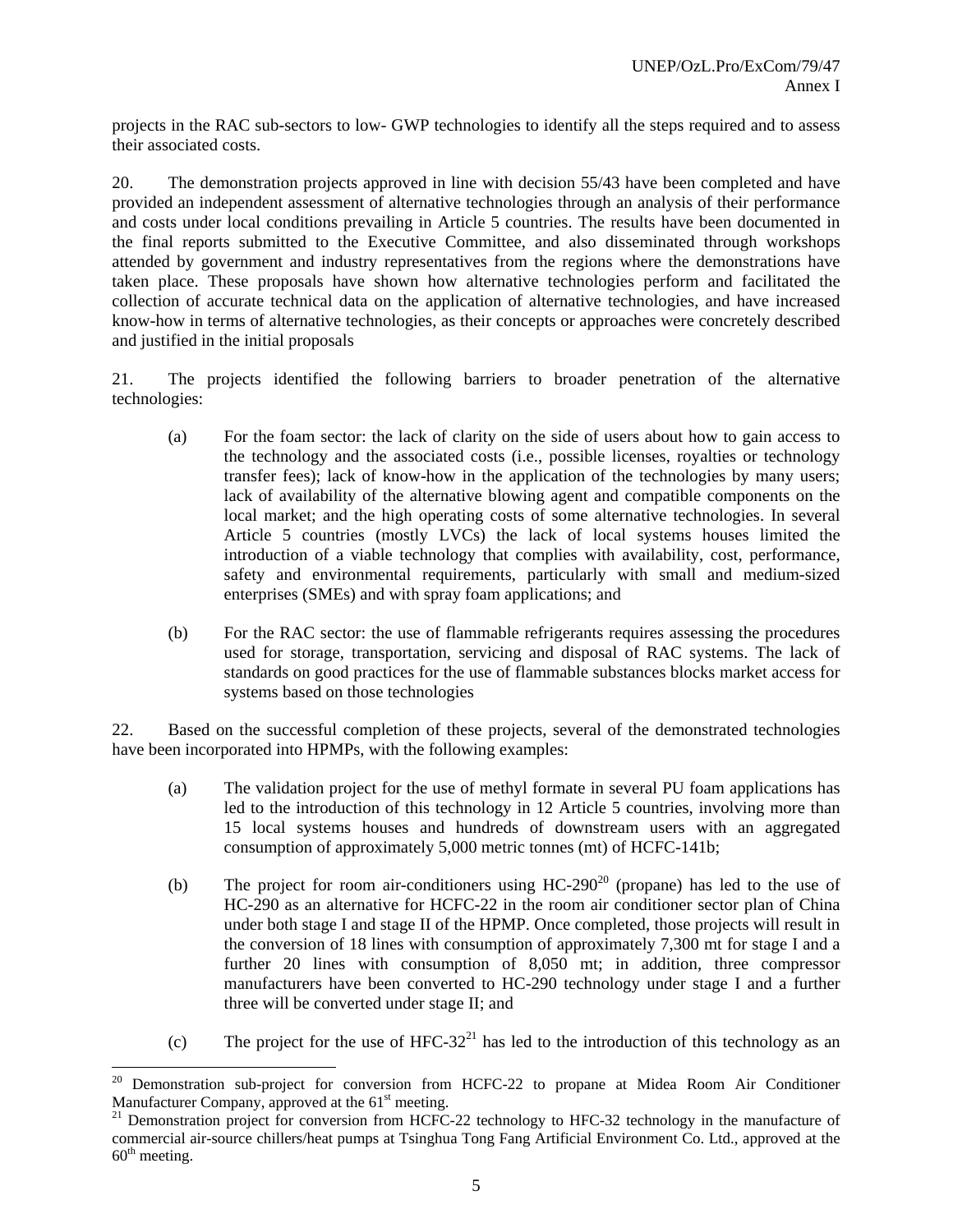projects in the RAC sub-sectors to low- GWP technologies to identify all the steps required and to assess their associated costs.

20. The demonstration projects approved in line with decision 55/43 have been completed and have provided an independent assessment of alternative technologies through an analysis of their performance and costs under local conditions prevailing in Article 5 countries. The results have been documented in the final reports submitted to the Executive Committee, and also disseminated through workshops attended by government and industry representatives from the regions where the demonstrations have taken place. These proposals have shown how alternative technologies perform and facilitated the collection of accurate technical data on the application of alternative technologies, and have increased know-how in terms of alternative technologies, as their concepts or approaches were concretely described and justified in the initial proposals

21. The projects identified the following barriers to broader penetration of the alternative technologies:

(a) For the foam sector: the lack of clarity on the side of users about how to gain access to the technology and the associated costs (i.e., possible licenses, royalties or technology transfer fees); lack of know-how in the application of the technologies by many users; lack of availability of the alternative blowing agent and compatible components on the local market; and the high operating costs of some alternative technologies. In several Article 5 countries (mostly LVCs) the lack of local systems houses limited the introduction of a viable technology that complies with availability, cost, performance, safety and environmental requirements, particularly with small and medium-sized enterprises (SMEs) and with spray foam applications; and

(b) For the RAC sector: the use of flammable refrigerants requires assessing the procedures used for storage, transportation, servicing and disposal of RAC systems. The lack of standards on good practices for the use of flammable substances blocks market access for systems based on those technologies

22. Based on the successful completion of these projects, several of the demonstrated technologies have been incorporated into HPMPs, with the following examples:

(a) The validation project for the use of methyl formate in several PU foam applications has led to the introduction of this technology in 12 Article 5 countries, involving more than 15 local systems houses and hundreds of downstream users with an aggregated consumption of approximately 5,000 metric tonnes (mt) of HCFC-141b;

(b) The project for room air-conditioners using HC-290[20] (propane) has led to the use of HC-290 as an alternative for HCFC-22 in the room air conditioner sector plan of China under both stage I and stage II of the HPMP. Once completed, those projects will result in the conversion of 18 lines with consumption of approximately 7,300 mt for stage I and a further 20 lines with consumption of 8,050 mt; in addition, three compressor manufacturers have been converted to HC-290 technology under stage I and a further three will be converted under stage II; and

(c) The project for the use of HFC-32[21] has led to the introduction of this technology as an

[20] Demonstration sub-project for conversion from HCFC-22 to propane at Midea Room Air Conditioner Manufacturer Company, approved at the 61st meeting.

[21] Demonstration project for conversion from HCFC-22 technology to HFC-32 technology in the manufacture of commercial air-source chillers/heat pumps at Tsinghua Tong Fang Artificial Environment Co. Ltd., approved at the 60th meeting.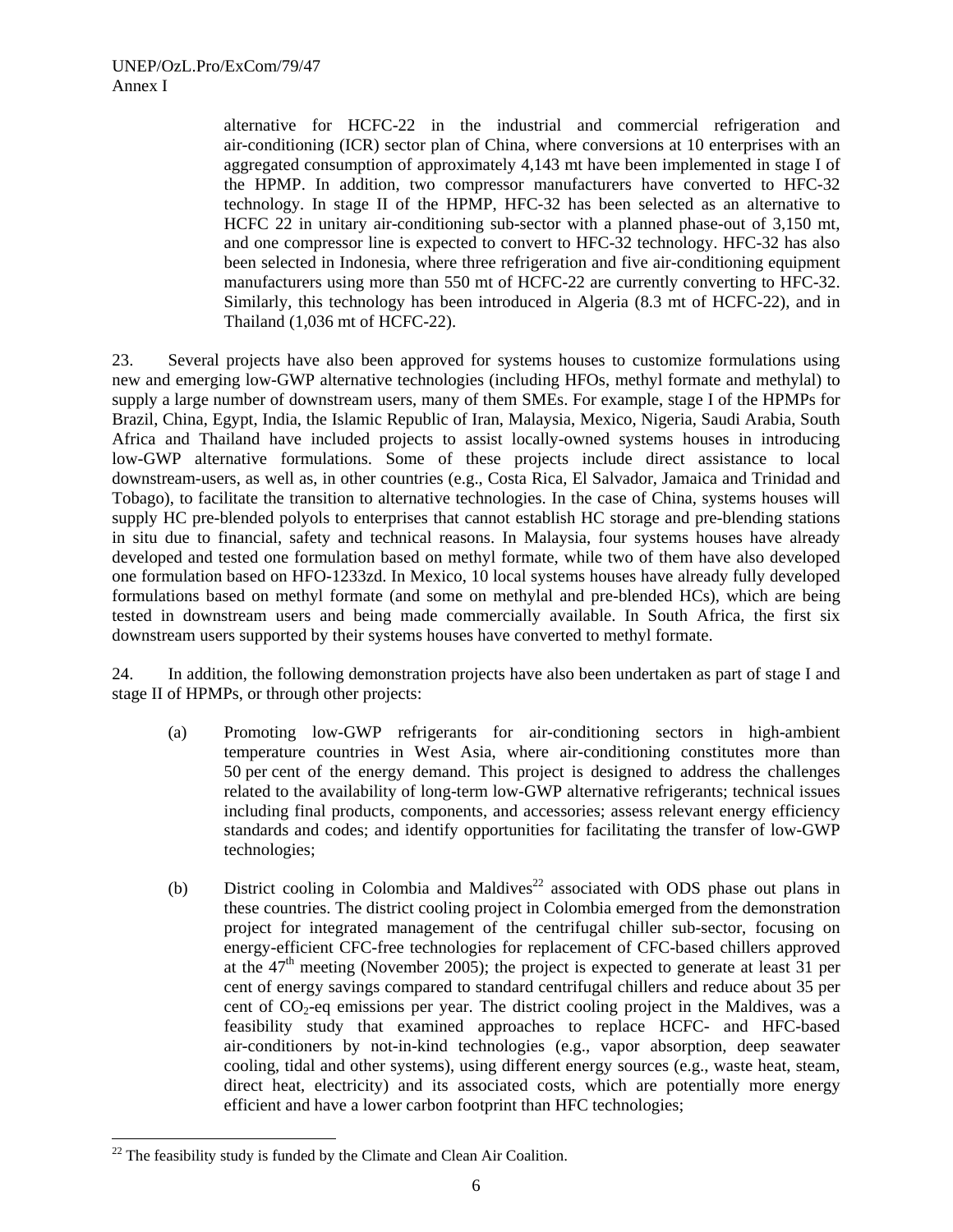alternative for HCFC-22 in the industrial and commercial refrigeration and air-conditioning (ICR) sector plan of China, where conversions at 10 enterprises with an aggregated consumption of approximately 4,143 mt have been implemented in stage I of the HPMP. In addition, two compressor manufacturers have converted to HFC-32 technology. In stage II of the HPMP, HFC-32 has been selected as an alternative to HCFC 22 in unitary air-conditioning sub-sector with a planned phase-out of 3,150 mt, and one compressor line is expected to convert to HFC-32 technology. HFC-32 has also been selected in Indonesia, where three refrigeration and five air-conditioning equipment manufacturers using more than 550 mt of HCFC-22 are currently converting to HFC-32. Similarly, this technology has been introduced in Algeria (8.3 mt of HCFC-22), and in Thailand (1,036 mt of HCFC-22).

23. Several projects have also been approved for systems houses to customize formulations using new and emerging low-GWP alternative technologies (including HFOs, methyl formate and methylal) to supply a large number of downstream users, many of them SMEs. For example, stage I of the HPMPs for Brazil, China, Egypt, India, the Islamic Republic of Iran, Malaysia, Mexico, Nigeria, Saudi Arabia, South Africa and Thailand have included projects to assist locally-owned systems houses in introducing low-GWP alternative formulations. Some of these projects include direct assistance to local downstream-users, as well as, in other countries (e.g., Costa Rica, El Salvador, Jamaica and Trinidad and Tobago), to facilitate the transition to alternative technologies. In the case of China, systems houses will supply HC pre-blended polyols to enterprises that cannot establish HC storage and pre-blending stations in situ due to financial, safety and technical reasons. In Malaysia, four systems houses have already developed and tested one formulation based on methyl formate, while two of them have also developed one formulation based on HFO-1233zd. In Mexico, 10 local systems houses have already fully developed formulations based on methyl formate (and some on methylal and pre-blended HCs), which are being tested in downstream users and being made commercially available. In South Africa, the first six downstream users supported by their systems houses have converted to methyl formate.

24. In addition, the following demonstration projects have also been undertaken as part of stage I and stage II of HPMPs, or through other projects:

(a) Promoting low-GWP refrigerants for air-conditioning sectors in high-ambient temperature countries in West Asia, where air-conditioning constitutes more than 50 per cent of the energy demand. This project is designed to address the challenges related to the availability of long-term low-GWP alternative refrigerants; technical issues including final products, components, and accessories; assess relevant energy efficiency standards and codes; and identify opportunities for facilitating the transfer of low-GWP technologies;

(b) District cooling in Colombia and Maldives[22] associated with ODS phase out plans in these countries. The district cooling project in Colombia emerged from the demonstration project for integrated management of the centrifugal chiller sub-sector, focusing on energy-efficient CFC-free technologies for replacement of CFC-based chillers approved at the 47th meeting (November 2005); the project is expected to generate at least 31 per cent of energy savings compared to standard centrifugal chillers and reduce about 35 per cent of $CO_2$-eq emissions per year. The district cooling project in the Maldives, was a feasibility study that examined approaches to replace HCFC- and HFC-based air-conditioners by not-in-kind technologies (e.g., vapor absorption, deep seawater cooling, tidal and other systems), using different energy sources (e.g., waste heat, steam, direct heat, electricity) and its associated costs, which are potentially more energy efficient and have a lower carbon footprint than HFC technologies;

[22] The feasibility study is funded by the Climate and Clean Air Coalition.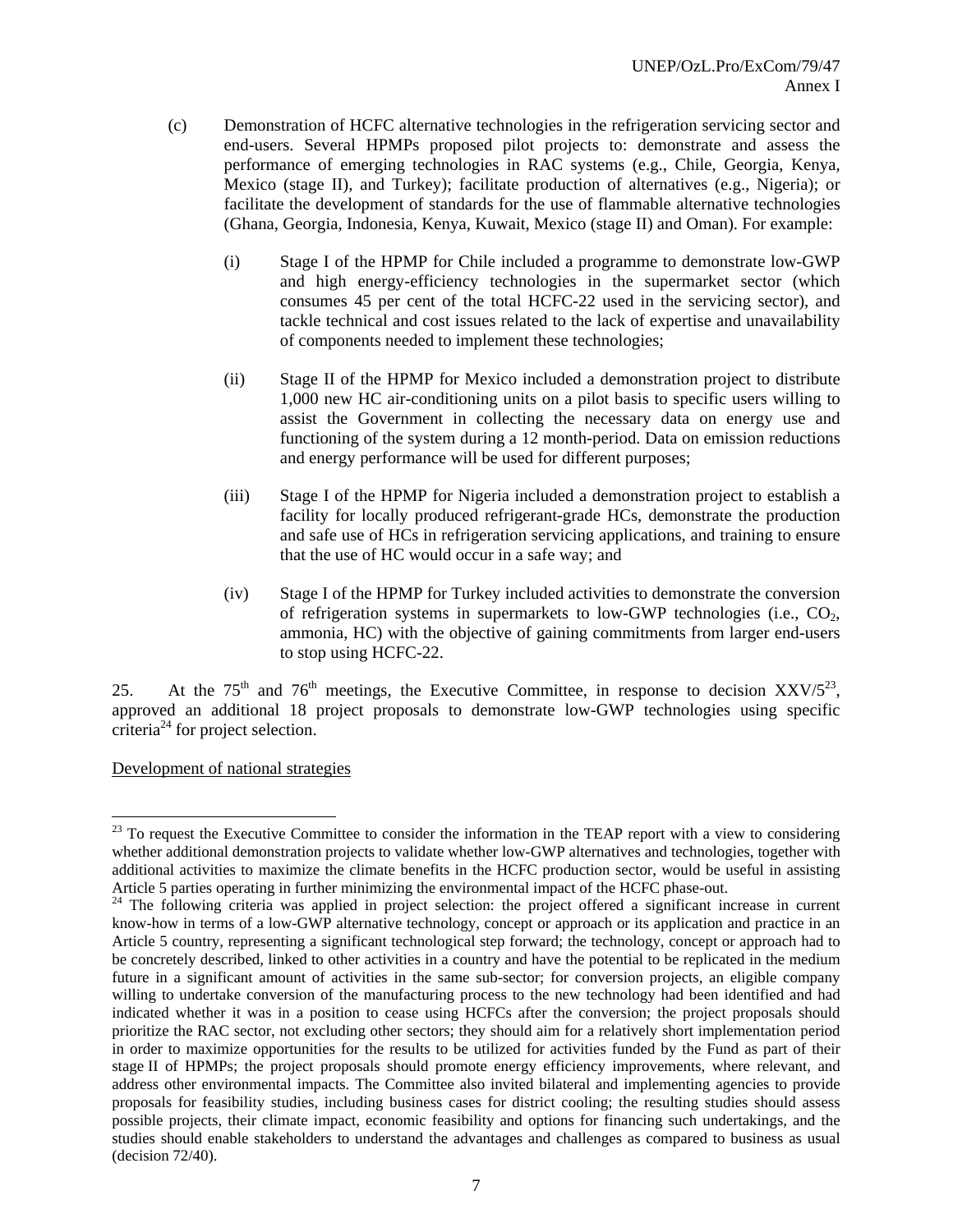(c) Demonstration of HCFC alternative technologies in the refrigeration servicing sector and end-users. Several HPMPs proposed pilot projects to: demonstrate and assess the performance of emerging technologies in RAC systems (e.g., Chile, Georgia, Kenya, Mexico (stage II), and Turkey); facilitate production of alternatives (e.g., Nigeria); or facilitate the development of standards for the use of flammable alternative technologies (Ghana, Georgia, Indonesia, Kenya, Kuwait, Mexico (stage II) and Oman). For example:

   (i) Stage I of the HPMP for Chile included a programme to demonstrate low-GWP and high energy-efficiency technologies in the supermarket sector (which consumes 45 per cent of the total HCFC-22 used in the servicing sector), and tackle technical and cost issues related to the lack of expertise and unavailability of components needed to implement these technologies;

   (ii) Stage II of the HPMP for Mexico included a demonstration project to distribute 1,000 new HC air-conditioning units on a pilot basis to specific users willing to assist the Government in collecting the necessary data on energy use and functioning of the system during a 12 month-period. Data on emission reductions and energy performance will be used for different purposes;

   (iii) Stage I of the HPMP for Nigeria included a demonstration project to establish a facility for locally produced refrigerant-grade HCs, demonstrate the production and safe use of HCs in refrigeration servicing applications, and training to ensure that the use of HC would occur in a safe way; and

   (iv) Stage I of the HPMP for Turkey included activities to demonstrate the conversion of refrigeration systems in supermarkets to low-GWP technologies (i.e., $CO_2$, ammonia, HC) with the objective of gaining commitments from larger end-users to stop using HCFC-22.

25. At the 75th and 76th meetings, the Executive Committee, in response to decision XXV/5[23], approved an additional 18 project proposals to demonstrate low-GWP technologies using specific criteria[24] for project selection.

Development of national strategies

---

[23] To request the Executive Committee to consider the information in the TEAP report with a view to considering whether additional demonstration projects to validate whether low-GWP alternatives and technologies, together with additional activities to maximize the climate benefits in the HCFC production sector, would be useful in assisting Article 5 parties operating in further minimizing the environmental impact of the HCFC phase-out.

[24] The following criteria was applied in project selection: the project offered a significant increase in current know-how in terms of a low-GWP alternative technology, concept or approach or its application and practice in an Article 5 country, representing a significant technological step forward; the technology, concept or approach had to be concretely described, linked to other activities in a country and have the potential to be replicated in the medium future in a significant amount of activities in the same sub-sector; for conversion projects, an eligible company willing to undertake conversion of the manufacturing process to the new technology had been identified and had indicated whether it was in a position to cease using HCFCs after the conversion; the project proposals should prioritize the RAC sector, not excluding other sectors; they should aim for a relatively short implementation period in order to maximize opportunities for the results to be utilized for activities funded by the Fund as part of their stage II of HPMPs; the project proposals should promote energy efficiency improvements, where relevant, and address other environmental impacts. The Committee also invited bilateral and implementing agencies to provide proposals for feasibility studies, including business cases for district cooling; the resulting studies should assess possible projects, their climate impact, economic feasibility and options for financing such undertakings, and the studies should enable stakeholders to understand the advantages and challenges as compared to business as usual (decision 72/40).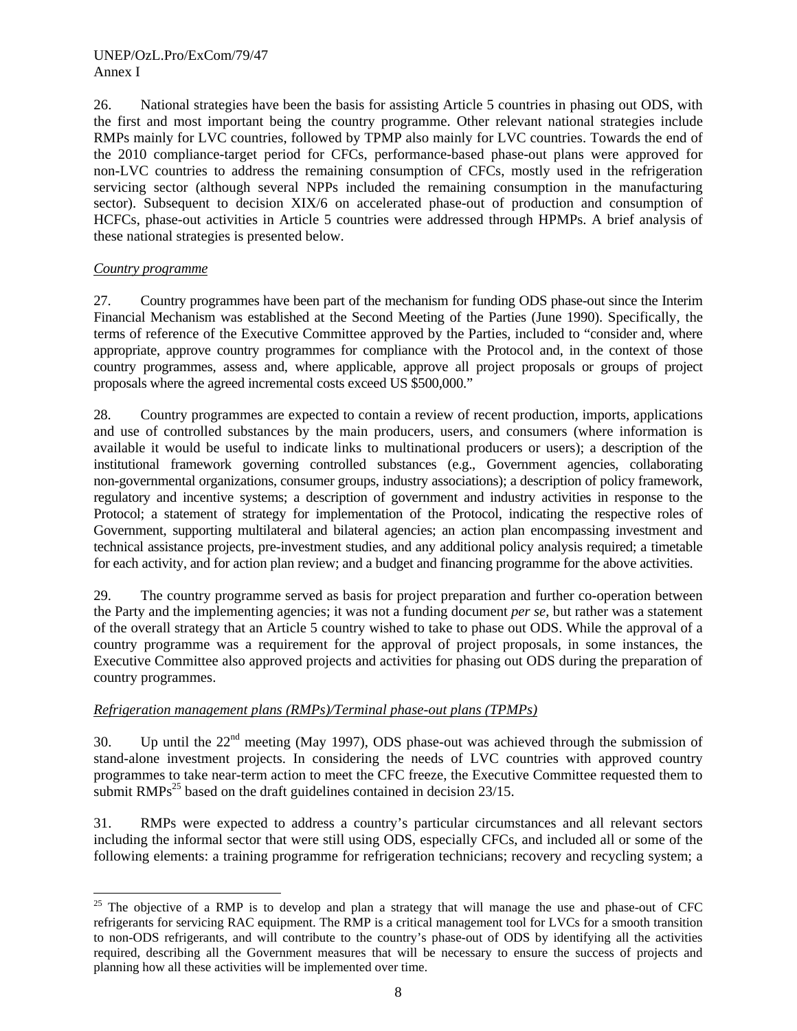26. National strategies have been the basis for assisting Article 5 countries in phasing out ODS, with the first and most important being the country programme. Other relevant national strategies include RMPs mainly for LVC countries, followed by TPMP also mainly for LVC countries. Towards the end of the 2010 compliance-target period for CFCs, performance-based phase-out plans were approved for non-LVC countries to address the remaining consumption of CFCs, mostly used in the refrigeration servicing sector (although several NPPs included the remaining consumption in the manufacturing sector). Subsequent to decision XIX/6 on accelerated phase-out of production and consumption of HCFCs, phase-out activities in Article 5 countries were addressed through HPMPs. A brief analysis of these national strategies is presented below.

*Country programme*

27. Country programmes have been part of the mechanism for funding ODS phase-out since the Interim Financial Mechanism was established at the Second Meeting of the Parties (June 1990). Specifically, the terms of reference of the Executive Committee approved by the Parties, included to "consider and, where appropriate, approve country programmes for compliance with the Protocol and, in the context of those country programmes, assess and, where applicable, approve all project proposals or groups of project proposals where the agreed incremental costs exceed US $500,000."

28. Country programmes are expected to contain a review of recent production, imports, applications and use of controlled substances by the main producers, users, and consumers (where information is available it would be useful to indicate links to multinational producers or users); a description of the institutional framework governing controlled substances (e.g., Government agencies, collaborating non-governmental organizations, consumer groups, industry associations); a description of policy framework, regulatory and incentive systems; a description of government and industry activities in response to the Protocol; a statement of strategy for implementation of the Protocol, indicating the respective roles of Government, supporting multilateral and bilateral agencies; an action plan encompassing investment and technical assistance projects, pre-investment studies, and any additional policy analysis required; a timetable for each activity, and for action plan review; and a budget and financing programme for the above activities.

29. The country programme served as basis for project preparation and further co-operation between the Party and the implementing agencies; it was not a funding document *per se*, but rather was a statement of the overall strategy that an Article 5 country wished to take to phase out ODS. While the approval of a country programme was a requirement for the approval of project proposals, in some instances, the Executive Committee also approved projects and activities for phasing out ODS during the preparation of country programmes.

*Refrigeration management plans (RMPs)/Terminal phase-out plans (TPMPs)*

30. Up until the 22nd meeting (May 1997), ODS phase-out was achieved through the submission of stand-alone investment projects. In considering the needs of LVC countries with approved country programmes to take near-term action to meet the CFC freeze, the Executive Committee requested them to submit RMPs[25] based on the draft guidelines contained in decision 23/15.

31. RMPs were expected to address a country's particular circumstances and all relevant sectors including the informal sector that were still using ODS, especially CFCs, and included all or some of the following elements: a training programme for refrigeration technicians; recovery and recycling system; a

[25] The objective of a RMP is to develop and plan a strategy that will manage the use and phase-out of CFC refrigerants for servicing RAC equipment. The RMP is a critical management tool for LVCs for a smooth transition to non-ODS refrigerants, and will contribute to the country's phase-out of ODS by identifying all the activities required, describing all the Government measures that will be necessary to ensure the success of projects and planning how all these activities will be implemented over time.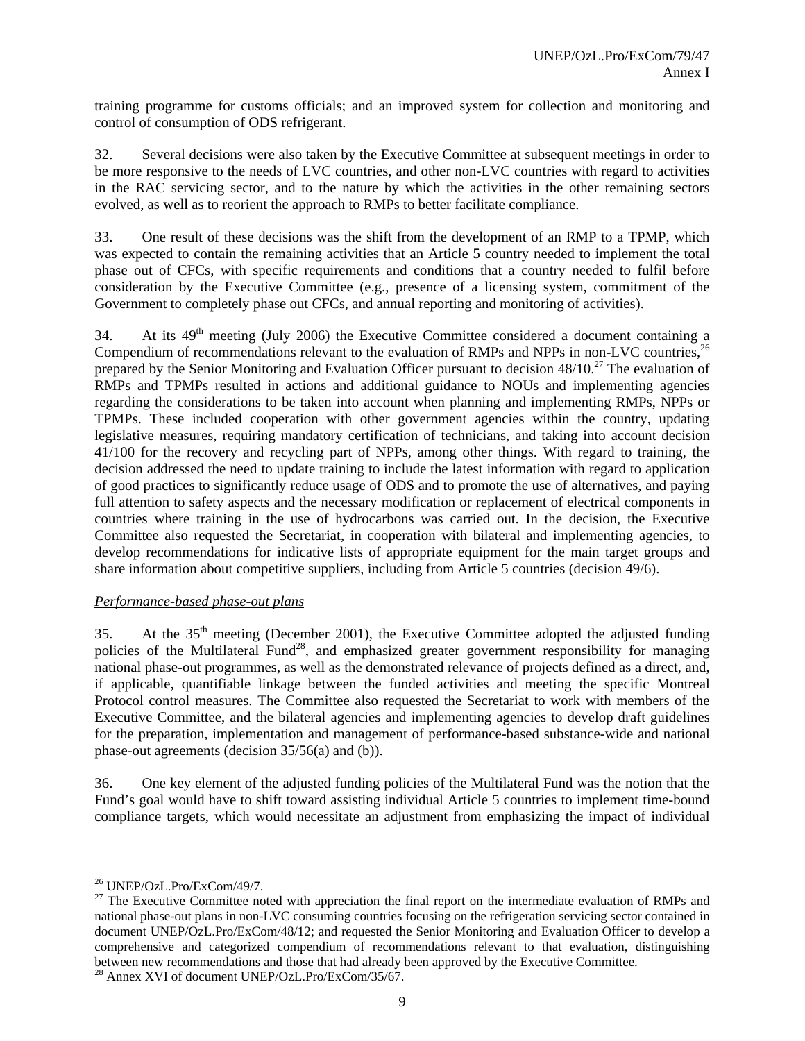training programme for customs officials; and an improved system for collection and monitoring and control of consumption of ODS refrigerant.

32. Several decisions were also taken by the Executive Committee at subsequent meetings in order to be more responsive to the needs of LVC countries, and other non-LVC countries with regard to activities in the RAC servicing sector, and to the nature by which the activities in the other remaining sectors evolved, as well as to reorient the approach to RMPs to better facilitate compliance.

33. One result of these decisions was the shift from the development of an RMP to a TPMP, which was expected to contain the remaining activities that an Article 5 country needed to implement the total phase out of CFCs, with specific requirements and conditions that a country needed to fulfil before consideration by the Executive Committee (e.g., presence of a licensing system, commitment of the Government to completely phase out CFCs, and annual reporting and monitoring of activities).

34. At its 49th meeting (July 2006) the Executive Committee considered a document containing a Compendium of recommendations relevant to the evaluation of RMPs and NPPs in non-LVC countries,[26] prepared by the Senior Monitoring and Evaluation Officer pursuant to decision 48/10.[27] The evaluation of RMPs and TPMPs resulted in actions and additional guidance to NOUs and implementing agencies regarding the considerations to be taken into account when planning and implementing RMPs, NPPs or TPMPs. These included cooperation with other government agencies within the country, updating legislative measures, requiring mandatory certification of technicians, and taking into account decision 41/100 for the recovery and recycling part of NPPs, among other things. With regard to training, the decision addressed the need to update training to include the latest information with regard to application of good practices to significantly reduce usage of ODS and to promote the use of alternatives, and paying full attention to safety aspects and the necessary modification or replacement of electrical components in countries where training in the use of hydrocarbons was carried out. In the decision, the Executive Committee also requested the Secretariat, in cooperation with bilateral and implementing agencies, to develop recommendations for indicative lists of appropriate equipment for the main target groups and share information about competitive suppliers, including from Article 5 countries (decision 49/6).

*Performance-based phase-out plans*

35. At the 35th meeting (December 2001), the Executive Committee adopted the adjusted funding policies of the Multilateral Fund[28], and emphasized greater government responsibility for managing national phase-out programmes, as well as the demonstrated relevance of projects defined as a direct, and, if applicable, quantifiable linkage between the funded activities and meeting the specific Montreal Protocol control measures. The Committee also requested the Secretariat to work with members of the Executive Committee, and the bilateral agencies and implementing agencies to develop draft guidelines for the preparation, implementation and management of performance-based substance-wide and national phase-out agreements (decision 35/56(a) and (b)).

36. One key element of the adjusted funding policies of the Multilateral Fund was the notion that the Fund's goal would have to shift toward assisting individual Article 5 countries to implement time-bound compliance targets, which would necessitate an adjustment from emphasizing the impact of individual

---

[26] UNEP/OzL.Pro/ExCom/49/7.

[27] The Executive Committee noted with appreciation the final report on the intermediate evaluation of RMPs and national phase-out plans in non-LVC consuming countries focusing on the refrigeration servicing sector contained in document UNEP/OzL.Pro/ExCom/48/12; and requested the Senior Monitoring and Evaluation Officer to develop a comprehensive and categorized compendium of recommendations relevant to that evaluation, distinguishing between new recommendations and those that had already been approved by the Executive Committee.

[28] Annex XVI of document UNEP/OzL.Pro/ExCom/35/67.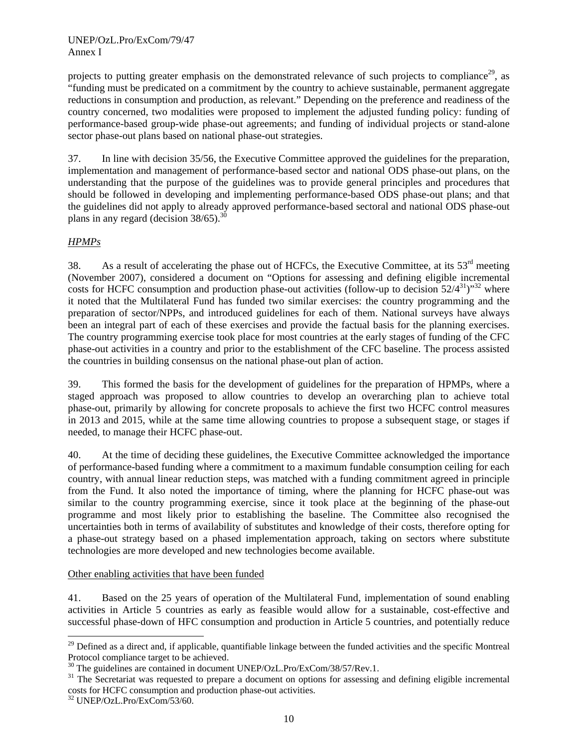projects to putting greater emphasis on the demonstrated relevance of such projects to compliance[29], as "funding must be predicated on a commitment by the country to achieve sustainable, permanent aggregate reductions in consumption and production, as relevant." Depending on the preference and readiness of the country concerned, two modalities were proposed to implement the adjusted funding policy: funding of performance-based group-wide phase-out agreements; and funding of individual projects or stand-alone sector phase-out plans based on national phase-out strategies.

37. In line with decision 35/56, the Executive Committee approved the guidelines for the preparation, implementation and management of performance-based sector and national ODS phase-out plans, on the understanding that the purpose of the guidelines was to provide general principles and procedures that should be followed in developing and implementing performance-based ODS phase-out plans; and that the guidelines did not apply to already approved performance-based sectoral and national ODS phase-out plans in any regard (decision 38/65).[30]

*HPMPs*

38. As a result of accelerating the phase out of HCFCs, the Executive Committee, at its 53rd meeting (November 2007), considered a document on "Options for assessing and defining eligible incremental costs for HCFC consumption and production phase-out activities (follow-up to decision 52/4[31])"[32] where it noted that the Multilateral Fund has funded two similar exercises: the country programming and the preparation of sector/NPPs, and introduced guidelines for each of them. National surveys have always been an integral part of each of these exercises and provide the factual basis for the planning exercises. The country programming exercise took place for most countries at the early stages of funding of the CFC phase-out activities in a country and prior to the establishment of the CFC baseline. The process assisted the countries in building consensus on the national phase-out plan of action.

39. This formed the basis for the development of guidelines for the preparation of HPMPs, where a staged approach was proposed to allow countries to develop an overarching plan to achieve total phase-out, primarily by allowing for concrete proposals to achieve the first two HCFC control measures in 2013 and 2015, while at the same time allowing countries to propose a subsequent stage, or stages if needed, to manage their HCFC phase-out.

40. At the time of deciding these guidelines, the Executive Committee acknowledged the importance of performance-based funding where a commitment to a maximum fundable consumption ceiling for each country, with annual linear reduction steps, was matched with a funding commitment agreed in principle from the Fund. It also noted the importance of timing, where the planning for HCFC phase-out was similar to the country programming exercise, since it took place at the beginning of the phase-out programme and most likely prior to establishing the baseline. The Committee also recognised the uncertainties both in terms of availability of substitutes and knowledge of their costs, therefore opting for a phase-out strategy based on a phased implementation approach, taking on sectors where substitute technologies are more developed and new technologies become available.

Other enabling activities that have been funded

41. Based on the 25 years of operation of the Multilateral Fund, implementation of sound enabling activities in Article 5 countries as early as feasible would allow for a sustainable, cost-effective and successful phase-down of HFC consumption and production in Article 5 countries, and potentially reduce

---

[29] Defined as a direct and, if applicable, quantifiable linkage between the funded activities and the specific Montreal Protocol compliance target to be achieved.

[30] The guidelines are contained in document UNEP/OzL.Pro/ExCom/38/57/Rev.1.

[31] The Secretariat was requested to prepare a document on options for assessing and defining eligible incremental costs for HCFC consumption and production phase-out activities.

[32] UNEP/OzL.Pro/ExCom/53/60.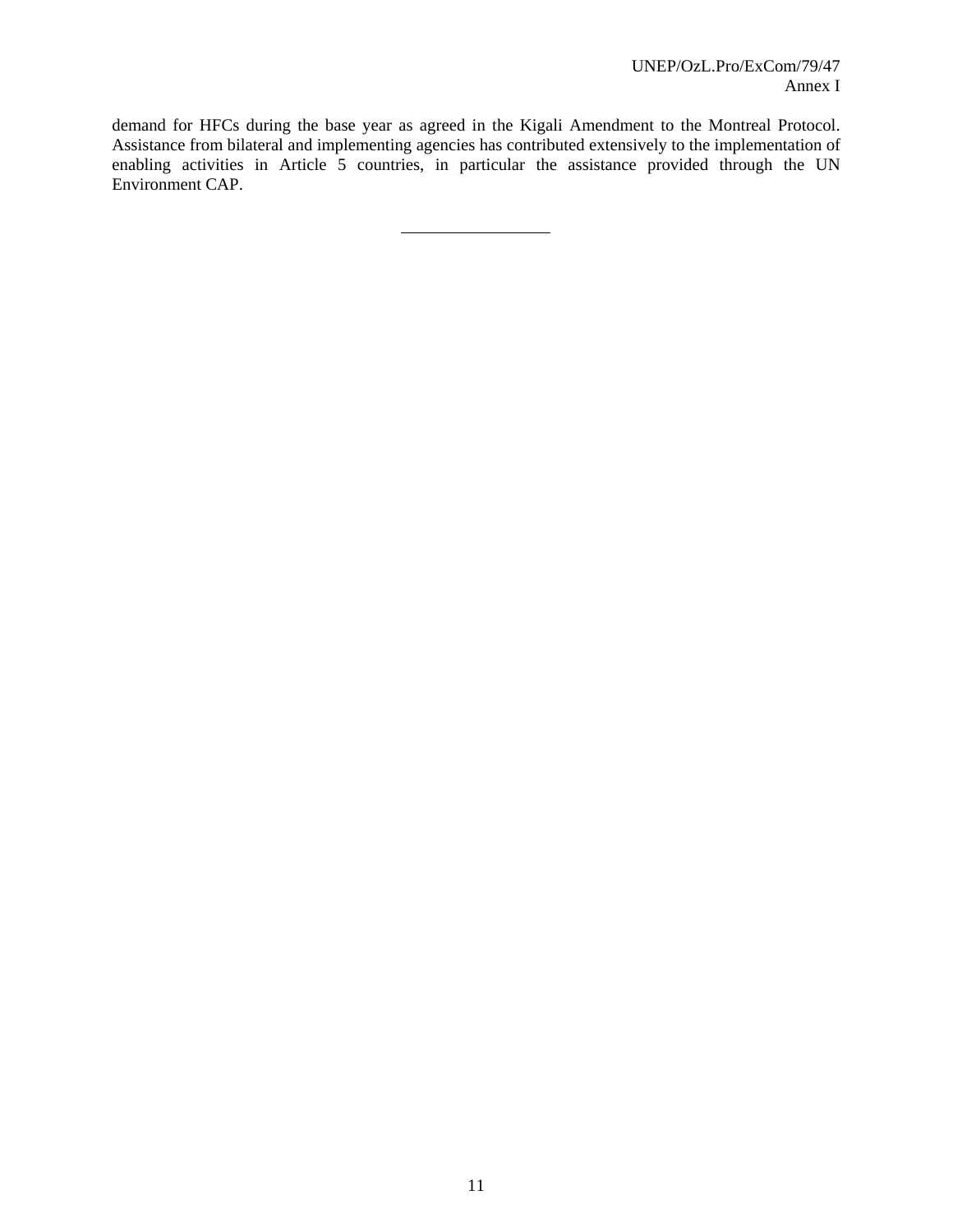demand for HFCs during the base year as agreed in the Kigali Amendment to the Montreal Protocol. Assistance from bilateral and implementing agencies has contributed extensively to the implementation of enabling activities in Article 5 countries, in particular the assistance provided through the UN Environment CAP.